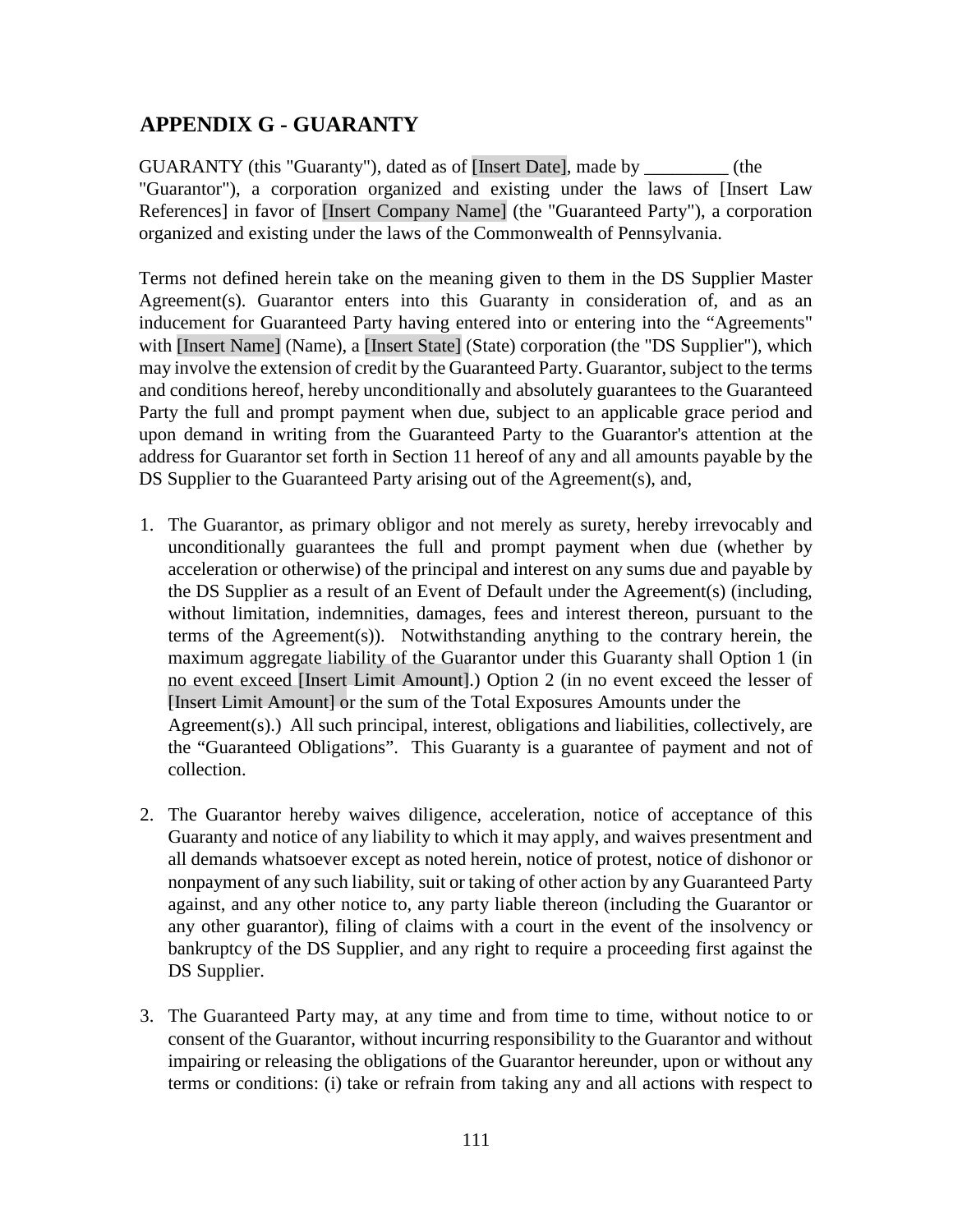## APPENDIX G - GUARANTY

GUARANTY (this "Guaranty"), dated as of [Insert Date], made by _________ (the "Guarantor"), a corporation organized and existing under the laws of [Insert Law References] in favor of [Insert Company Name] (the "Guaranteed Party"), a corporation organized and existing under the laws of the Commonwealth of Pennsylvania.

Terms not defined herein take on the meaning given to them in the DS Supplier Master Agreement(s). Guarantor enters into this Guaranty in consideration of, and as an inducement for Guaranteed Party having entered into or entering into the “Agreements" with [Insert Name] (Name), a [Insert State] (State) corporation (the "DS Supplier"), which may involve the extension of credit by the Guaranteed Party. Guarantor, subject to the terms and conditions hereof, hereby unconditionally and absolutely guarantees to the Guaranteed Party the full and prompt payment when due, subject to an applicable grace period and upon demand in writing from the Guaranteed Party to the Guarantor's attention at the address for Guarantor set forth in Section 11 hereof of any and all amounts payable by the DS Supplier to the Guaranteed Party arising out of the Agreement(s), and,

1. The Guarantor, as primary obligor and not merely as surety, hereby irrevocably and unconditionally guarantees the full and prompt payment when due (whether by acceleration or otherwise) of the principal and interest on any sums due and payable by the DS Supplier as a result of an Event of Default under the Agreement(s) (including, without limitation, indemnities, damages, fees and interest thereon, pursuant to the terms of the Agreement(s)). Notwithstanding anything to the contrary herein, the maximum aggregate liability of the Guarantor under this Guaranty shall Option 1 (in no event exceed [Insert Limit Amount].) Option 2 (in no event exceed the lesser of [Insert Limit Amount] or the sum of the Total Exposures Amounts under the Agreement(s).) All such principal, interest, obligations and liabilities, collectively, are the “Guaranteed Obligations”. This Guaranty is a guarantee of payment and not of collection.

2. The Guarantor hereby waives diligence, acceleration, notice of acceptance of this Guaranty and notice of any liability to which it may apply, and waives presentment and all demands whatsoever except as noted herein, notice of protest, notice of dishonor or nonpayment of any such liability, suit or taking of other action by any Guaranteed Party against, and any other notice to, any party liable thereon (including the Guarantor or any other guarantor), filing of claims with a court in the event of the insolvency or bankruptcy of the DS Supplier, and any right to require a proceeding first against the DS Supplier.

3. The Guaranteed Party may, at any time and from time to time, without notice to or consent of the Guarantor, without incurring responsibility to the Guarantor and without impairing or releasing the obligations of the Guarantor hereunder, upon or without any terms or conditions: (i) take or refrain from taking any and all actions with respect to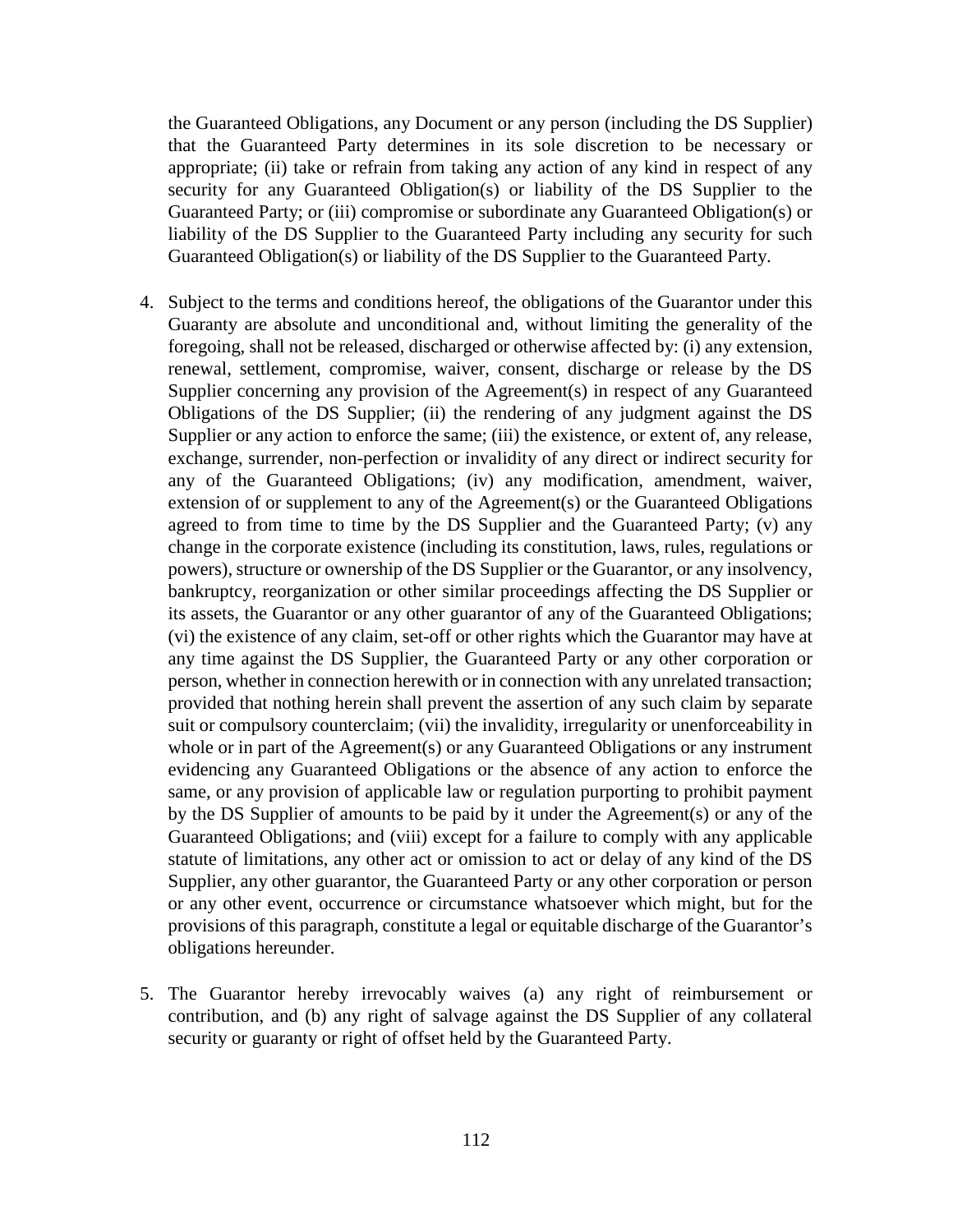the Guaranteed Obligations, any Document or any person (including the DS Supplier) that the Guaranteed Party determines in its sole discretion to be necessary or appropriate; (ii) take or refrain from taking any action of any kind in respect of any security for any Guaranteed Obligation(s) or liability of the DS Supplier to the Guaranteed Party; or (iii) compromise or subordinate any Guaranteed Obligation(s) or liability of the DS Supplier to the Guaranteed Party including any security for such Guaranteed Obligation(s) or liability of the DS Supplier to the Guaranteed Party.

4. Subject to the terms and conditions hereof, the obligations of the Guarantor under this Guaranty are absolute and unconditional and, without limiting the generality of the foregoing, shall not be released, discharged or otherwise affected by: (i) any extension, renewal, settlement, compromise, waiver, consent, discharge or release by the DS Supplier concerning any provision of the Agreement(s) in respect of any Guaranteed Obligations of the DS Supplier; (ii) the rendering of any judgment against the DS Supplier or any action to enforce the same; (iii) the existence, or extent of, any release, exchange, surrender, non-perfection or invalidity of any direct or indirect security for any of the Guaranteed Obligations; (iv) any modification, amendment, waiver, extension of or supplement to any of the Agreement(s) or the Guaranteed Obligations agreed to from time to time by the DS Supplier and the Guaranteed Party; (v) any change in the corporate existence (including its constitution, laws, rules, regulations or powers), structure or ownership of the DS Supplier or the Guarantor, or any insolvency, bankruptcy, reorganization or other similar proceedings affecting the DS Supplier or its assets, the Guarantor or any other guarantor of any of the Guaranteed Obligations; (vi) the existence of any claim, set-off or other rights which the Guarantor may have at any time against the DS Supplier, the Guaranteed Party or any other corporation or person, whether in connection herewith or in connection with any unrelated transaction; provided that nothing herein shall prevent the assertion of any such claim by separate suit or compulsory counterclaim; (vii) the invalidity, irregularity or unenforceability in whole or in part of the Agreement(s) or any Guaranteed Obligations or any instrument evidencing any Guaranteed Obligations or the absence of any action to enforce the same, or any provision of applicable law or regulation purporting to prohibit payment by the DS Supplier of amounts to be paid by it under the Agreement(s) or any of the Guaranteed Obligations; and (viii) except for a failure to comply with any applicable statute of limitations, any other act or omission to act or delay of any kind of the DS Supplier, any other guarantor, the Guaranteed Party or any other corporation or person or any other event, occurrence or circumstance whatsoever which might, but for the provisions of this paragraph, constitute a legal or equitable discharge of the Guarantor's obligations hereunder.

5. The Guarantor hereby irrevocably waives (a) any right of reimbursement or contribution, and (b) any right of salvage against the DS Supplier of any collateral security or guaranty or right of offset held by the Guaranteed Party.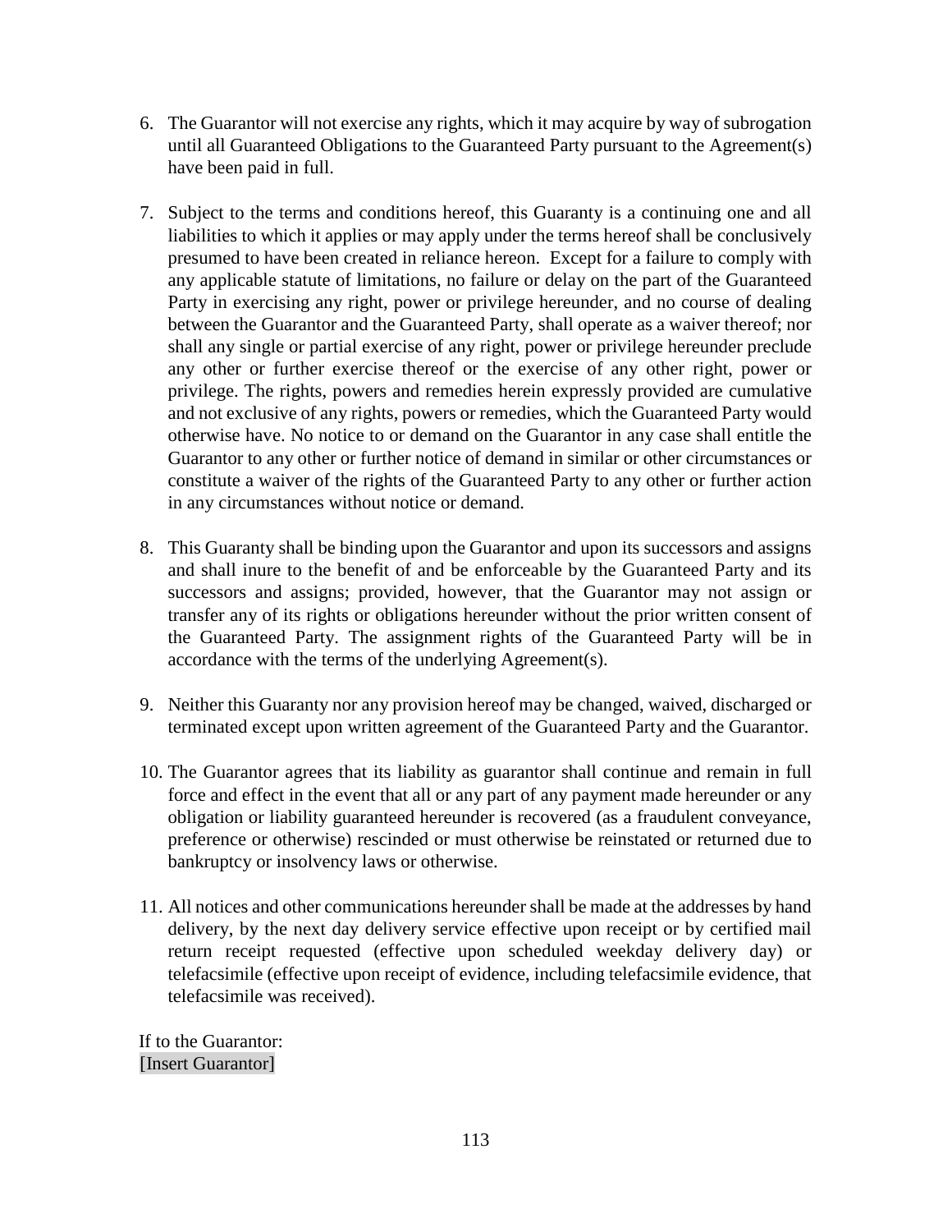6. The Guarantor will not exercise any rights, which it may acquire by way of subrogation until all Guaranteed Obligations to the Guaranteed Party pursuant to the Agreement(s) have been paid in full.

7. Subject to the terms and conditions hereof, this Guaranty is a continuing one and all liabilities to which it applies or may apply under the terms hereof shall be conclusively presumed to have been created in reliance hereon. Except for a failure to comply with any applicable statute of limitations, no failure or delay on the part of the Guaranteed Party in exercising any right, power or privilege hereunder, and no course of dealing between the Guarantor and the Guaranteed Party, shall operate as a waiver thereof; nor shall any single or partial exercise of any right, power or privilege hereunder preclude any other or further exercise thereof or the exercise of any other right, power or privilege. The rights, powers and remedies herein expressly provided are cumulative and not exclusive of any rights, powers or remedies, which the Guaranteed Party would otherwise have. No notice to or demand on the Guarantor in any case shall entitle the Guarantor to any other or further notice of demand in similar or other circumstances or constitute a waiver of the rights of the Guaranteed Party to any other or further action in any circumstances without notice or demand.

8. This Guaranty shall be binding upon the Guarantor and upon its successors and assigns and shall inure to the benefit of and be enforceable by the Guaranteed Party and its successors and assigns; provided, however, that the Guarantor may not assign or transfer any of its rights or obligations hereunder without the prior written consent of the Guaranteed Party. The assignment rights of the Guaranteed Party will be in accordance with the terms of the underlying Agreement(s).

9. Neither this Guaranty nor any provision hereof may be changed, waived, discharged or terminated except upon written agreement of the Guaranteed Party and the Guarantor.

10. The Guarantor agrees that its liability as guarantor shall continue and remain in full force and effect in the event that all or any part of any payment made hereunder or any obligation or liability guaranteed hereunder is recovered (as a fraudulent conveyance, preference or otherwise) rescinded or must otherwise be reinstated or returned due to bankruptcy or insolvency laws or otherwise.

11. All notices and other communications hereunder shall be made at the addresses by hand delivery, by the next day delivery service effective upon receipt or by certified mail return receipt requested (effective upon scheduled weekday delivery day) or telefacsimile (effective upon receipt of evidence, including telefacsimile evidence, that telefacsimile was received).

If to the Guarantor:
[Insert Guarantor]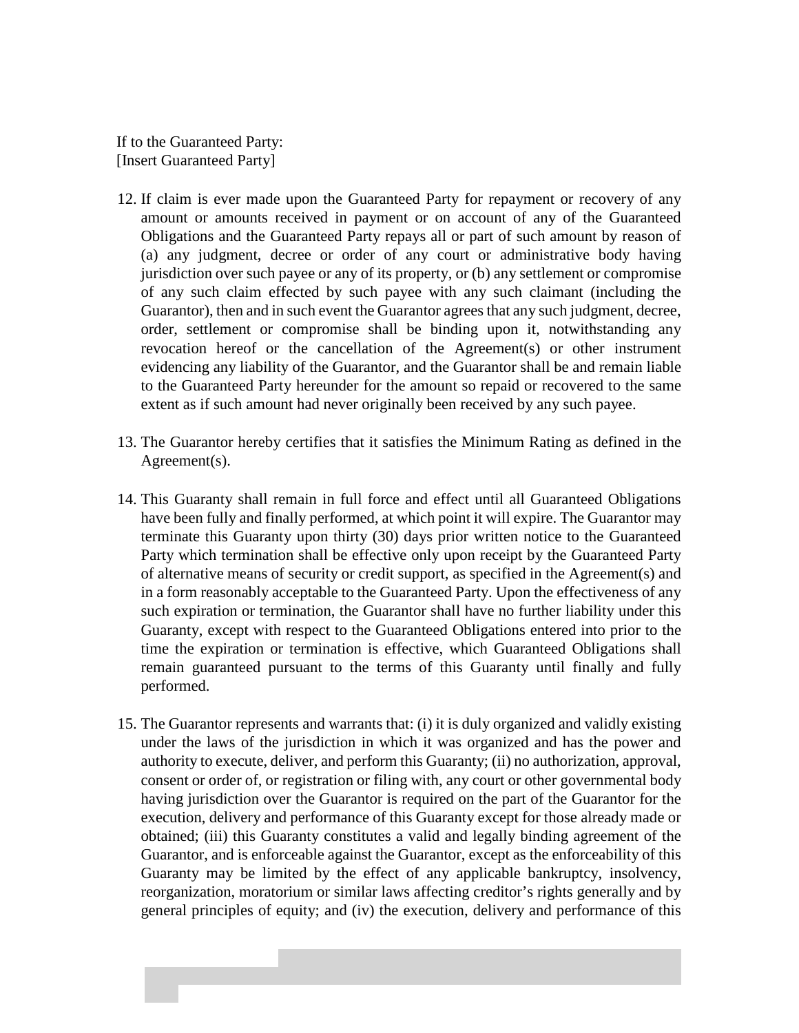If to the Guaranteed Party:
[Insert Guaranteed Party]

12. If claim is ever made upon the Guaranteed Party for repayment or recovery of any amount or amounts received in payment or on account of any of the Guaranteed Obligations and the Guaranteed Party repays all or part of such amount by reason of (a) any judgment, decree or order of any court or administrative body having jurisdiction over such payee or any of its property, or (b) any settlement or compromise of any such claim effected by such payee with any such claimant (including the Guarantor), then and in such event the Guarantor agrees that any such judgment, decree, order, settlement or compromise shall be binding upon it, notwithstanding any revocation hereof or the cancellation of the Agreement(s) or other instrument evidencing any liability of the Guarantor, and the Guarantor shall be and remain liable to the Guaranteed Party hereunder for the amount so repaid or recovered to the same extent as if such amount had never originally been received by any such payee.

13. The Guarantor hereby certifies that it satisfies the Minimum Rating as defined in the Agreement(s).

14. This Guaranty shall remain in full force and effect until all Guaranteed Obligations have been fully and finally performed, at which point it will expire. The Guarantor may terminate this Guaranty upon thirty (30) days prior written notice to the Guaranteed Party which termination shall be effective only upon receipt by the Guaranteed Party of alternative means of security or credit support, as specified in the Agreement(s) and in a form reasonably acceptable to the Guaranteed Party. Upon the effectiveness of any such expiration or termination, the Guarantor shall have no further liability under this Guaranty, except with respect to the Guaranteed Obligations entered into prior to the time the expiration or termination is effective, which Guaranteed Obligations shall remain guaranteed pursuant to the terms of this Guaranty until finally and fully performed.

15. The Guarantor represents and warrants that: (i) it is duly organized and validly existing under the laws of the jurisdiction in which it was organized and has the power and authority to execute, deliver, and perform this Guaranty; (ii) no authorization, approval, consent or order of, or registration or filing with, any court or other governmental body having jurisdiction over the Guarantor is required on the part of the Guarantor for the execution, delivery and performance of this Guaranty except for those already made or obtained; (iii) this Guaranty constitutes a valid and legally binding agreement of the Guarantor, and is enforceable against the Guarantor, except as the enforceability of this Guaranty may be limited by the effect of any applicable bankruptcy, insolvency, reorganization, moratorium or similar laws affecting creditor's rights generally and by general principles of equity; and (iv) the execution, delivery and performance of this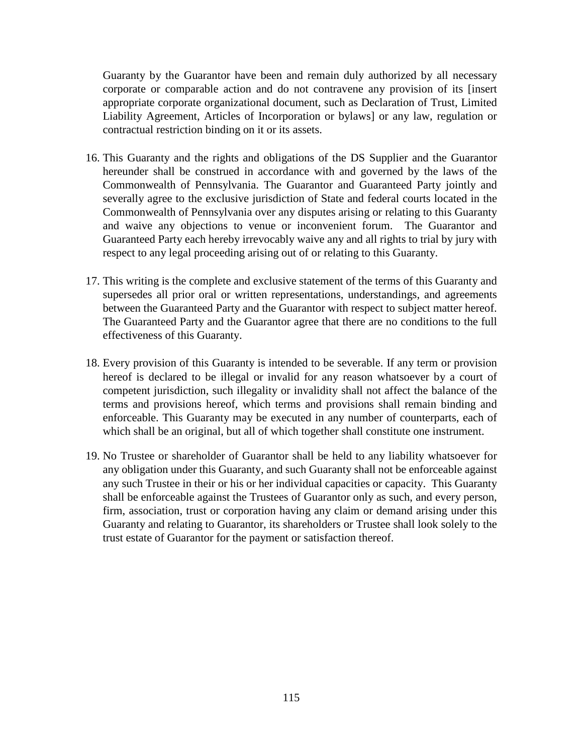Guaranty by the Guarantor have been and remain duly authorized by all necessary corporate or comparable action and do not contravene any provision of its [insert appropriate corporate organizational document, such as Declaration of Trust, Limited Liability Agreement, Articles of Incorporation or bylaws] or any law, regulation or contractual restriction binding on it or its assets.

16. This Guaranty and the rights and obligations of the DS Supplier and the Guarantor hereunder shall be construed in accordance with and governed by the laws of the Commonwealth of Pennsylvania. The Guarantor and Guaranteed Party jointly and severally agree to the exclusive jurisdiction of State and federal courts located in the Commonwealth of Pennsylvania over any disputes arising or relating to this Guaranty and waive any objections to venue or inconvenient forum. The Guarantor and Guaranteed Party each hereby irrevocably waive any and all rights to trial by jury with respect to any legal proceeding arising out of or relating to this Guaranty.

17. This writing is the complete and exclusive statement of the terms of this Guaranty and supersedes all prior oral or written representations, understandings, and agreements between the Guaranteed Party and the Guarantor with respect to subject matter hereof. The Guaranteed Party and the Guarantor agree that there are no conditions to the full effectiveness of this Guaranty.

18. Every provision of this Guaranty is intended to be severable. If any term or provision hereof is declared to be illegal or invalid for any reason whatsoever by a court of competent jurisdiction, such illegality or invalidity shall not affect the balance of the terms and provisions hereof, which terms and provisions shall remain binding and enforceable. This Guaranty may be executed in any number of counterparts, each of which shall be an original, but all of which together shall constitute one instrument.

19. No Trustee or shareholder of Guarantor shall be held to any liability whatsoever for any obligation under this Guaranty, and such Guaranty shall not be enforceable against any such Trustee in their or his or her individual capacities or capacity. This Guaranty shall be enforceable against the Trustees of Guarantor only as such, and every person, firm, association, trust or corporation having any claim or demand arising under this Guaranty and relating to Guarantor, its shareholders or Trustee shall look solely to the trust estate of Guarantor for the payment or satisfaction thereof.